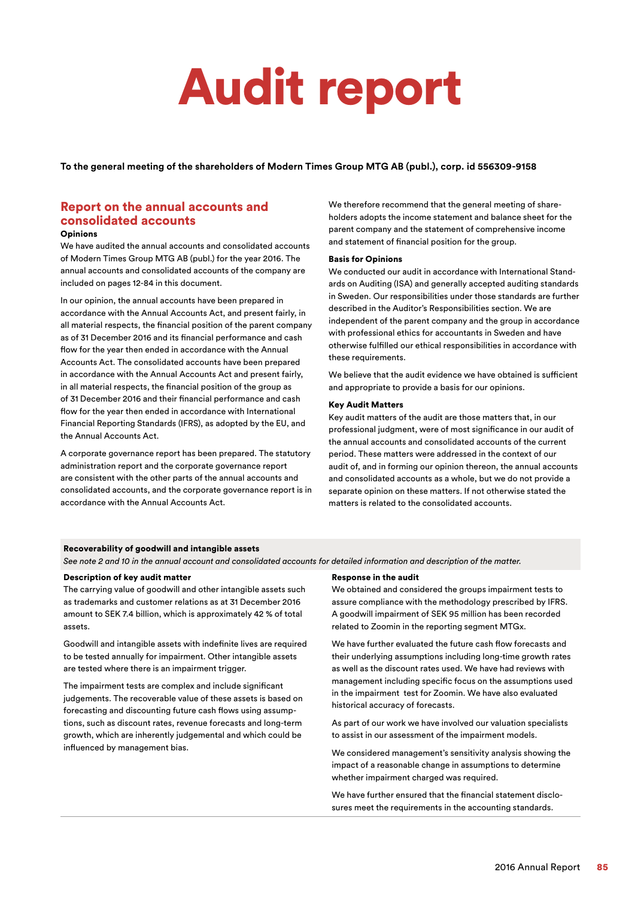# Audit report

**To the general meeting of the shareholders of Modern Times Group MTG AB (publ.), corp. id 556309-9158**

## Report on the annual accounts and consolidated accounts

**Opinions**

We have audited the annual accounts and consolidated accounts of Modern Times Group MTG AB (publ.) for the year 2016. The annual accounts and consolidated accounts of the company are included on pages 12-84 in this document.

In our opinion, the annual accounts have been prepared in accordance with the Annual Accounts Act, and present fairly, in all material respects, the financial position of the parent company as of 31 December 2016 and its financial performance and cash flow for the year then ended in accordance with the Annual Accounts Act. The consolidated accounts have been prepared in accordance with the Annual Accounts Act and present fairly, in all material respects, the financial position of the group as of 31 December 2016 and their financial performance and cash flow for the year then ended in accordance with International Financial Reporting Standards (IFRS), as adopted by the EU, and the Annual Accounts Act.

A corporate governance report has been prepared. The statutory administration report and the corporate governance report are consistent with the other parts of the annual accounts and consolidated accounts, and the corporate governance report is in accordance with the Annual Accounts Act.

We therefore recommend that the general meeting of shareholders adopts the income statement and balance sheet for the parent company and the statement of comprehensive income and statement of financial position for the group.

**Basis for Opinions**

We conducted our audit in accordance with International Standards on Auditing (ISA) and generally accepted auditing standards in Sweden. Our responsibilities under those standards are further described in the Auditor's Responsibilities section. We are independent of the parent company and the group in accordance with professional ethics for accountants in Sweden and have otherwise fulfilled our ethical responsibilities in accordance with these requirements.

We believe that the audit evidence we have obtained is sufficient and appropriate to provide a basis for our opinions.

**Key Audit Matters**

Key audit matters of the audit are those matters that, in our professional judgment, were of most significance in our audit of the annual accounts and consolidated accounts of the current period. These matters were addressed in the context of our audit of, and in forming our opinion thereon, the annual accounts and consolidated accounts as a whole, but we do not provide a separate opinion on these matters. If not otherwise stated the matters is related to the consolidated accounts.

**Recoverability of goodwill and intangible assets**

*See note 2 and 10 in the annual account and consolidated accounts for detailed information and description of the matter.*

**Description of key audit matter**

The carrying value of goodwill and other intangible assets such as trademarks and customer relations as at 31 December 2016 amount to SEK 7.4 billion, which is approximately 42 % of total assets.

Goodwill and intangible assets with indefinite lives are required to be tested annually for impairment. Other intangible assets are tested where there is an impairment trigger.

The impairment tests are complex and include significant judgements. The recoverable value of these assets is based on forecasting and discounting future cash flows using assumptions, such as discount rates, revenue forecasts and long-term growth, which are inherently judgemental and which could be influenced by management bias.

**Response in the audit**

We obtained and considered the groups impairment tests to assure compliance with the methodology prescribed by IFRS. A goodwill impairment of SEK 95 million has been recorded related to Zoomin in the reporting segment MTGx.

We have further evaluated the future cash flow forecasts and their underlying assumptions including long-time growth rates as well as the discount rates used. We have had reviews with management including specific focus on the assumptions used in the impairment test for Zoomin. We have also evaluated historical accuracy of forecasts.

As part of our work we have involved our valuation specialists to assist in our assessment of the impairment models.

We considered management's sensitivity analysis showing the impact of a reasonable change in assumptions to determine whether impairment charged was required.

We have further ensured that the financial statement disclosures meet the requirements in the accounting standards.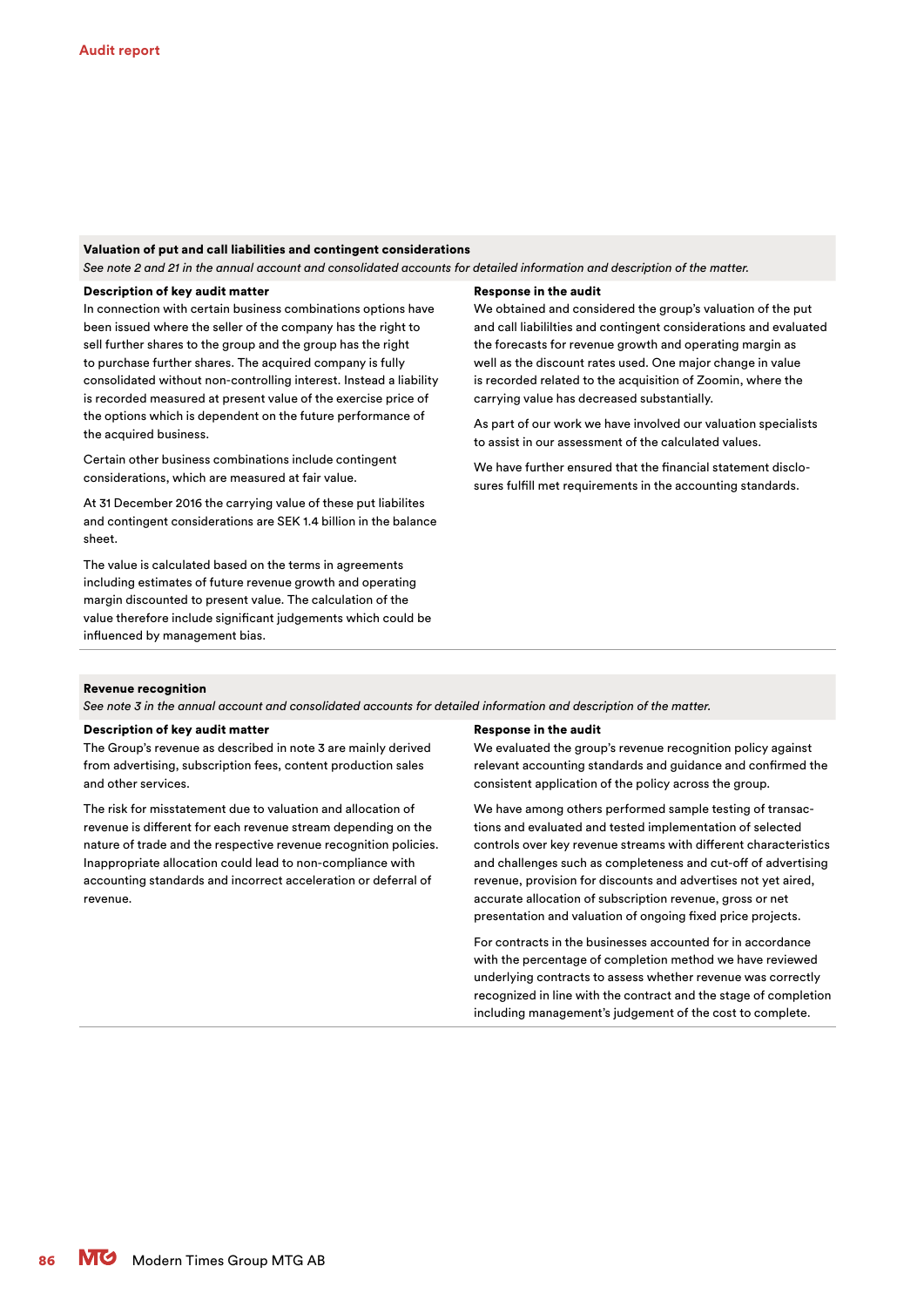### Valuation of put and call liabilities and contingent considerations

*See note 2 and 21 in the annual account and consolidated accounts for detailed information and description of the matter.*

**Description of key audit matter**

In connection with certain business combinations options have been issued where the seller of the company has the right to sell further shares to the group and the group has the right to purchase further shares. The acquired company is fully consolidated without non-controlling interest. Instead a liability is recorded measured at present value of the exercise price of the options which is dependent on the future performance of the acquired business.

Certain other business combinations include contingent considerations, which are measured at fair value.

At 31 December 2016 the carrying value of these put liabilites and contingent considerations are SEK 1.4 billion in the balance sheet.

The value is calculated based on the terms in agreements including estimates of future revenue growth and operating margin discounted to present value. The calculation of the value therefore include significant judgements which could be influenced by management bias.

**Response in the audit**

We obtained and considered the group's valuation of the put and call liabililties and contingent considerations and evaluated the forecasts for revenue growth and operating margin as well as the discount rates used. One major change in value is recorded related to the acquisition of Zoomin, where the carrying value has decreased substantially.

As part of our work we have involved our valuation specialists to assist in our assessment of the calculated values.

We have further ensured that the financial statement disclosures fulfill met requirements in the accounting standards.

### Revenue recognition

*See note 3 in the annual account and consolidated accounts for detailed information and description of the matter.*

**Description of key audit matter**

The Group's revenue as described in note 3 are mainly derived from advertising, subscription fees, content production sales and other services.

The risk for misstatement due to valuation and allocation of revenue is different for each revenue stream depending on the nature of trade and the respective revenue recognition policies. Inappropriate allocation could lead to non-compliance with accounting standards and incorrect acceleration or deferral of revenue.

**Response in the audit**

We evaluated the group's revenue recognition policy against relevant accounting standards and guidance and confirmed the consistent application of the policy across the group.

We have among others performed sample testing of transactions and evaluated and tested implementation of selected controls over key revenue streams with different characteristics and challenges such as completeness and cut-off of advertising revenue, provision for discounts and advertises not yet aired, accurate allocation of subscription revenue, gross or net presentation and valuation of ongoing fixed price projects.

For contracts in the businesses accounted for in accordance with the percentage of completion method we have reviewed underlying contracts to assess whether revenue was correctly recognized in line with the contract and the stage of completion including management's judgement of the cost to complete.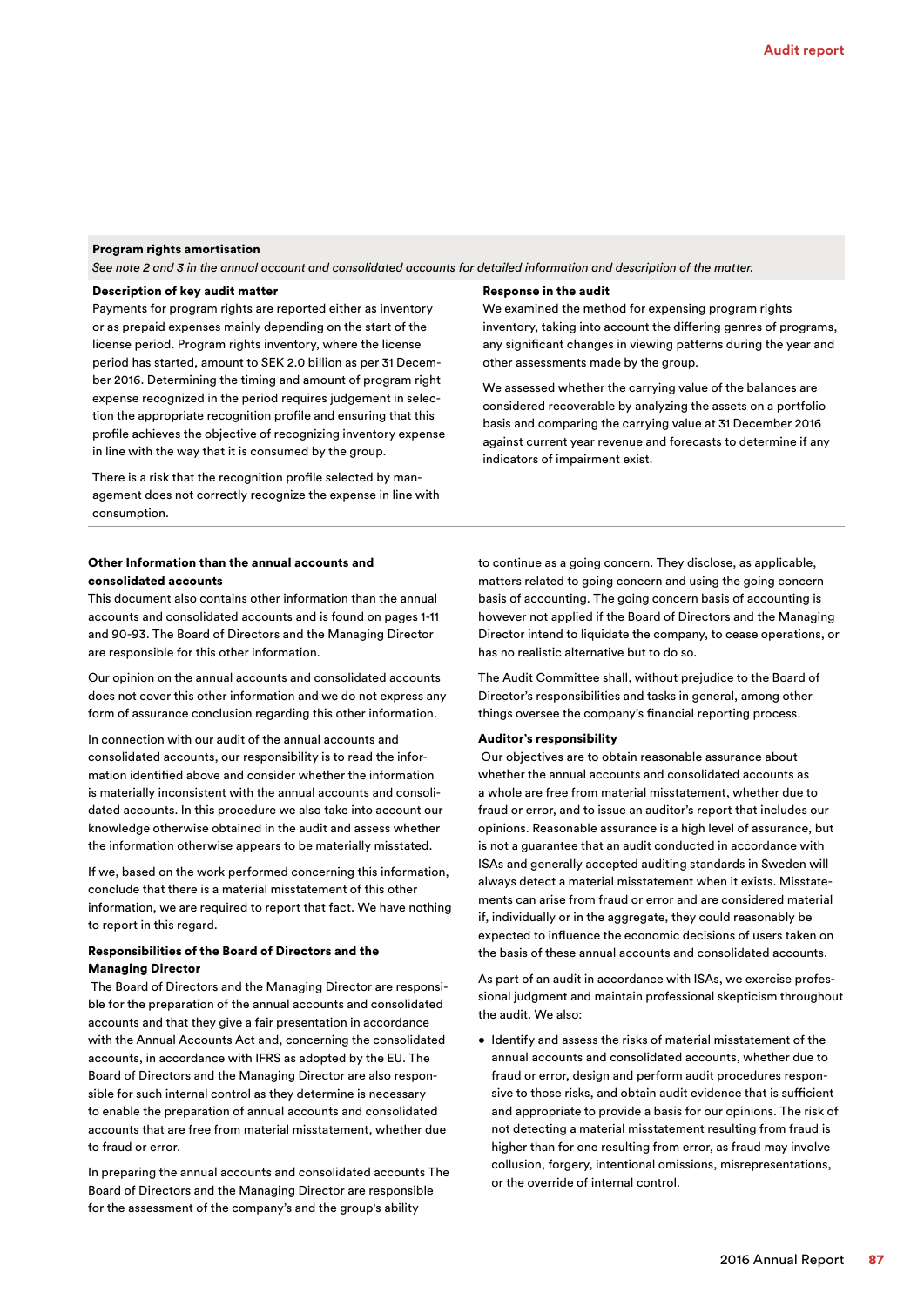**Program rights amortisation**

*See note 2 and 3 in the annual account and consolidated accounts for detailed information and description of the matter.*

**Description of key audit matter**

Payments for program rights are reported either as inventory or as prepaid expenses mainly depending on the start of the license period. Program rights inventory, where the license period has started, amount to SEK 2.0 billion as per 31 December 2016. Determining the timing and amount of program right expense recognized in the period requires judgement in selection the appropriate recognition profile and ensuring that this profile achieves the objective of recognizing inventory expense in line with the way that it is consumed by the group.

There is a risk that the recognition profile selected by management does not correctly recognize the expense in line with consumption.

**Response in the audit**

We examined the method for expensing program rights inventory, taking into account the differing genres of programs, any significant changes in viewing patterns during the year and other assessments made by the group.

We assessed whether the carrying value of the balances are considered recoverable by analyzing the assets on a portfolio basis and comparing the carrying value at 31 December 2016 against current year revenue and forecasts to determine if any indicators of impairment exist.

**Other Information than the annual accounts and consolidated accounts**

This document also contains other information than the annual accounts and consolidated accounts and is found on pages 1-11 and 90-93. The Board of Directors and the Managing Director are responsible for this other information.

Our opinion on the annual accounts and consolidated accounts does not cover this other information and we do not express any form of assurance conclusion regarding this other information.

In connection with our audit of the annual accounts and consolidated accounts, our responsibility is to read the information identified above and consider whether the information is materially inconsistent with the annual accounts and consolidated accounts. In this procedure we also take into account our knowledge otherwise obtained in the audit and assess whether the information otherwise appears to be materially misstated.

If we, based on the work performed concerning this information, conclude that there is a material misstatement of this other information, we are required to report that fact. We have nothing to report in this regard.

**Responsibilities of the Board of Directors and the Managing Director**

The Board of Directors and the Managing Director are responsible for the preparation of the annual accounts and consolidated accounts and that they give a fair presentation in accordance with the Annual Accounts Act and, concerning the consolidated accounts, in accordance with IFRS as adopted by the EU. The Board of Directors and the Managing Director are also responsible for such internal control as they determine is necessary to enable the preparation of annual accounts and consolidated accounts that are free from material misstatement, whether due to fraud or error.

In preparing the annual accounts and consolidated accounts The Board of Directors and the Managing Director are responsible for the assessment of the company's and the group's ability to continue as a going concern. They disclose, as applicable, matters related to going concern and using the going concern basis of accounting. The going concern basis of accounting is however not applied if the Board of Directors and the Managing Director intend to liquidate the company, to cease operations, or has no realistic alternative but to do so.

The Audit Committee shall, without prejudice to the Board of Director's responsibilities and tasks in general, among other things oversee the company's financial reporting process.

**Auditor's responsibility**

Our objectives are to obtain reasonable assurance about whether the annual accounts and consolidated accounts as a whole are free from material misstatement, whether due to fraud or error, and to issue an auditor's report that includes our opinions. Reasonable assurance is a high level of assurance, but is not a guarantee that an audit conducted in accordance with ISAs and generally accepted auditing standards in Sweden will always detect a material misstatement when it exists. Misstatements can arise from fraud or error and are considered material if, individually or in the aggregate, they could reasonably be expected to influence the economic decisions of users taken on the basis of these annual accounts and consolidated accounts.

As part of an audit in accordance with ISAs, we exercise professional judgment and maintain professional skepticism throughout the audit. We also:

- Identify and assess the risks of material misstatement of the annual accounts and consolidated accounts, whether due to fraud or error, design and perform audit procedures responsive to those risks, and obtain audit evidence that is sufficient and appropriate to provide a basis for our opinions. The risk of not detecting a material misstatement resulting from fraud is higher than for one resulting from error, as fraud may involve collusion, forgery, intentional omissions, misrepresentations, or the override of internal control.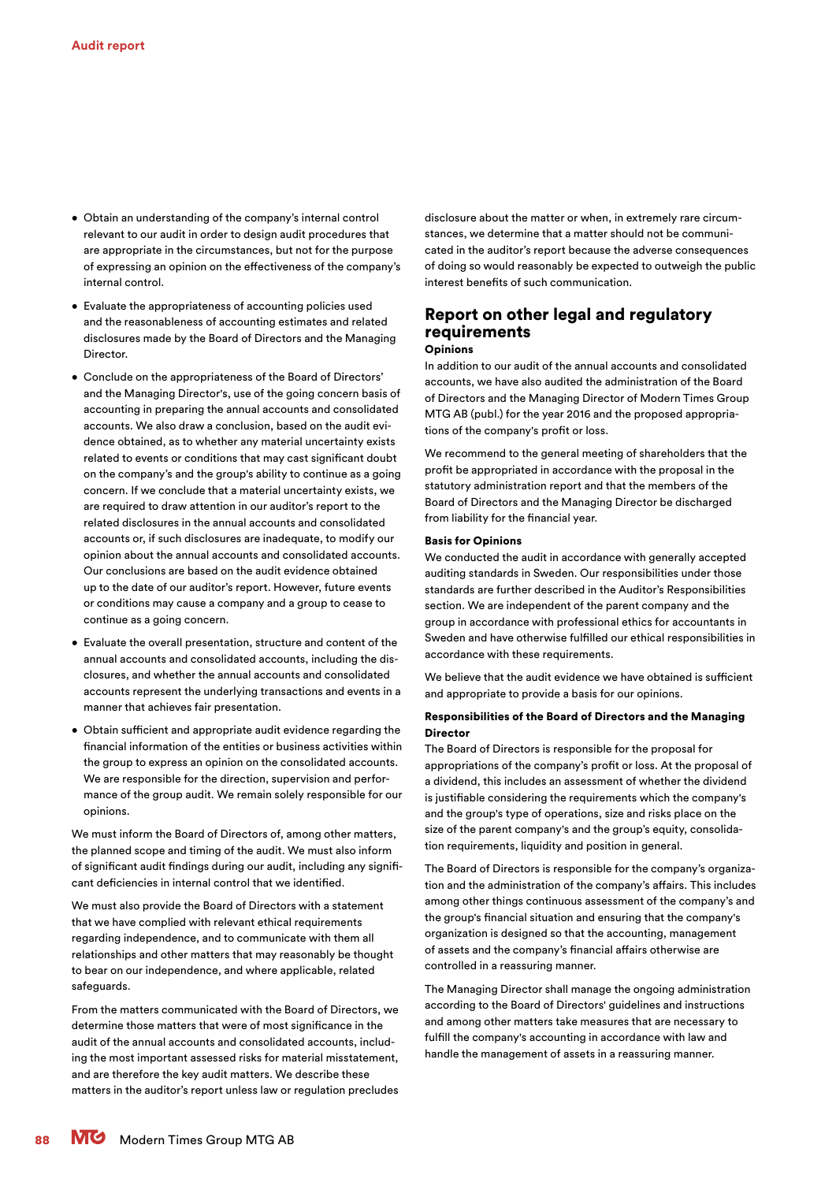- Obtain an understanding of the company's internal control relevant to our audit in order to design audit procedures that are appropriate in the circumstances, but not for the purpose of expressing an opinion on the effectiveness of the company's internal control.
- Evaluate the appropriateness of accounting policies used and the reasonableness of accounting estimates and related disclosures made by the Board of Directors and the Managing Director.
- Conclude on the appropriateness of the Board of Directors' and the Managing Director's, use of the going concern basis of accounting in preparing the annual accounts and consolidated accounts. We also draw a conclusion, based on the audit evidence obtained, as to whether any material uncertainty exists related to events or conditions that may cast significant doubt on the company's and the group's ability to continue as a going concern. If we conclude that a material uncertainty exists, we are required to draw attention in our auditor's report to the related disclosures in the annual accounts and consolidated accounts or, if such disclosures are inadequate, to modify our opinion about the annual accounts and consolidated accounts. Our conclusions are based on the audit evidence obtained up to the date of our auditor's report. However, future events or conditions may cause a company and a group to cease to continue as a going concern.
- Evaluate the overall presentation, structure and content of the annual accounts and consolidated accounts, including the disclosures, and whether the annual accounts and consolidated accounts represent the underlying transactions and events in a manner that achieves fair presentation.
- Obtain sufficient and appropriate audit evidence regarding the financial information of the entities or business activities within the group to express an opinion on the consolidated accounts. We are responsible for the direction, supervision and performance of the group audit. We remain solely responsible for our opinions.

We must inform the Board of Directors of, among other matters, the planned scope and timing of the audit. We must also inform of significant audit findings during our audit, including any significant deficiencies in internal control that we identified.

We must also provide the Board of Directors with a statement that we have complied with relevant ethical requirements regarding independence, and to communicate with them all relationships and other matters that may reasonably be thought to bear on our independence, and where applicable, related safeguards.

From the matters communicated with the Board of Directors, we determine those matters that were of most significance in the audit of the annual accounts and consolidated accounts, including the most important assessed risks for material misstatement, and are therefore the key audit matters. We describe these matters in the auditor's report unless law or regulation precludes disclosure about the matter or when, in extremely rare circumstances, we determine that a matter should not be communicated in the auditor's report because the adverse consequences of doing so would reasonably be expected to outweigh the public interest benefits of such communication.

## Report on other legal and regulatory requirements

### Opinions

In addition to our audit of the annual accounts and consolidated accounts, we have also audited the administration of the Board of Directors and the Managing Director of Modern Times Group MTG AB (publ.) for the year 2016 and the proposed appropriations of the company's profit or loss.

We recommend to the general meeting of shareholders that the profit be appropriated in accordance with the proposal in the statutory administration report and that the members of the Board of Directors and the Managing Director be discharged from liability for the financial year.

### Basis for Opinions

We conducted the audit in accordance with generally accepted auditing standards in Sweden. Our responsibilities under those standards are further described in the Auditor's Responsibilities section. We are independent of the parent company and the group in accordance with professional ethics for accountants in Sweden and have otherwise fulfilled our ethical responsibilities in accordance with these requirements.

We believe that the audit evidence we have obtained is sufficient and appropriate to provide a basis for our opinions.

### Responsibilities of the Board of Directors and the Managing Director

The Board of Directors is responsible for the proposal for appropriations of the company's profit or loss. At the proposal of a dividend, this includes an assessment of whether the dividend is justifiable considering the requirements which the company's and the group's type of operations, size and risks place on the size of the parent company's and the group's equity, consolidation requirements, liquidity and position in general.

The Board of Directors is responsible for the company's organization and the administration of the company's affairs. This includes among other things continuous assessment of the company's and the group's financial situation and ensuring that the company's organization is designed so that the accounting, management of assets and the company's financial affairs otherwise are controlled in a reassuring manner.

The Managing Director shall manage the ongoing administration according to the Board of Directors' guidelines and instructions and among other matters take measures that are necessary to fulfill the company's accounting in accordance with law and handle the management of assets in a reassuring manner.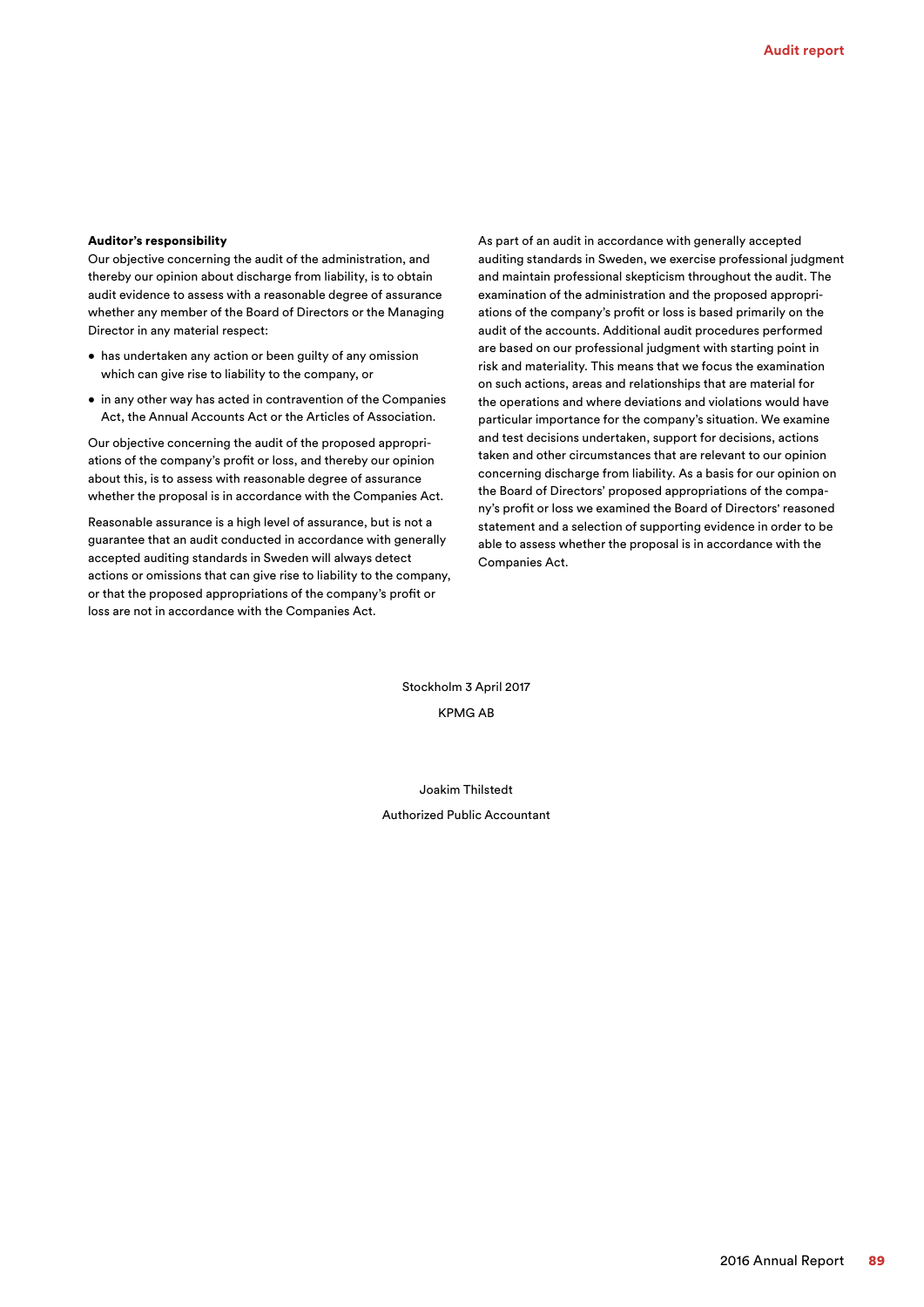### Auditor's responsibility

Our objective concerning the audit of the administration, and thereby our opinion about discharge from liability, is to obtain audit evidence to assess with a reasonable degree of assurance whether any member of the Board of Directors or the Managing Director in any material respect:

- has undertaken any action or been guilty of any omission which can give rise to liability to the company, or
- in any other way has acted in contravention of the Companies Act, the Annual Accounts Act or the Articles of Association.

Our objective concerning the audit of the proposed appropriations of the company's profit or loss, and thereby our opinion about this, is to assess with reasonable degree of assurance whether the proposal is in accordance with the Companies Act.

Reasonable assurance is a high level of assurance, but is not a guarantee that an audit conducted in accordance with generally accepted auditing standards in Sweden will always detect actions or omissions that can give rise to liability to the company, or that the proposed appropriations of the company's profit or loss are not in accordance with the Companies Act.

As part of an audit in accordance with generally accepted auditing standards in Sweden, we exercise professional judgment and maintain professional skepticism throughout the audit. The examination of the administration and the proposed appropriations of the company's profit or loss is based primarily on the audit of the accounts. Additional audit procedures performed are based on our professional judgment with starting point in risk and materiality. This means that we focus the examination on such actions, areas and relationships that are material for the operations and where deviations and violations would have particular importance for the company's situation. We examine and test decisions undertaken, support for decisions, actions taken and other circumstances that are relevant to our opinion concerning discharge from liability. As a basis for our opinion on the Board of Directors' proposed appropriations of the company's profit or loss we examined the Board of Directors' reasoned statement and a selection of supporting evidence in order to be able to assess whether the proposal is in accordance with the Companies Act.

Stockholm 3 April 2017

KPMG AB

Joakim Thilstedt

Authorized Public Accountant